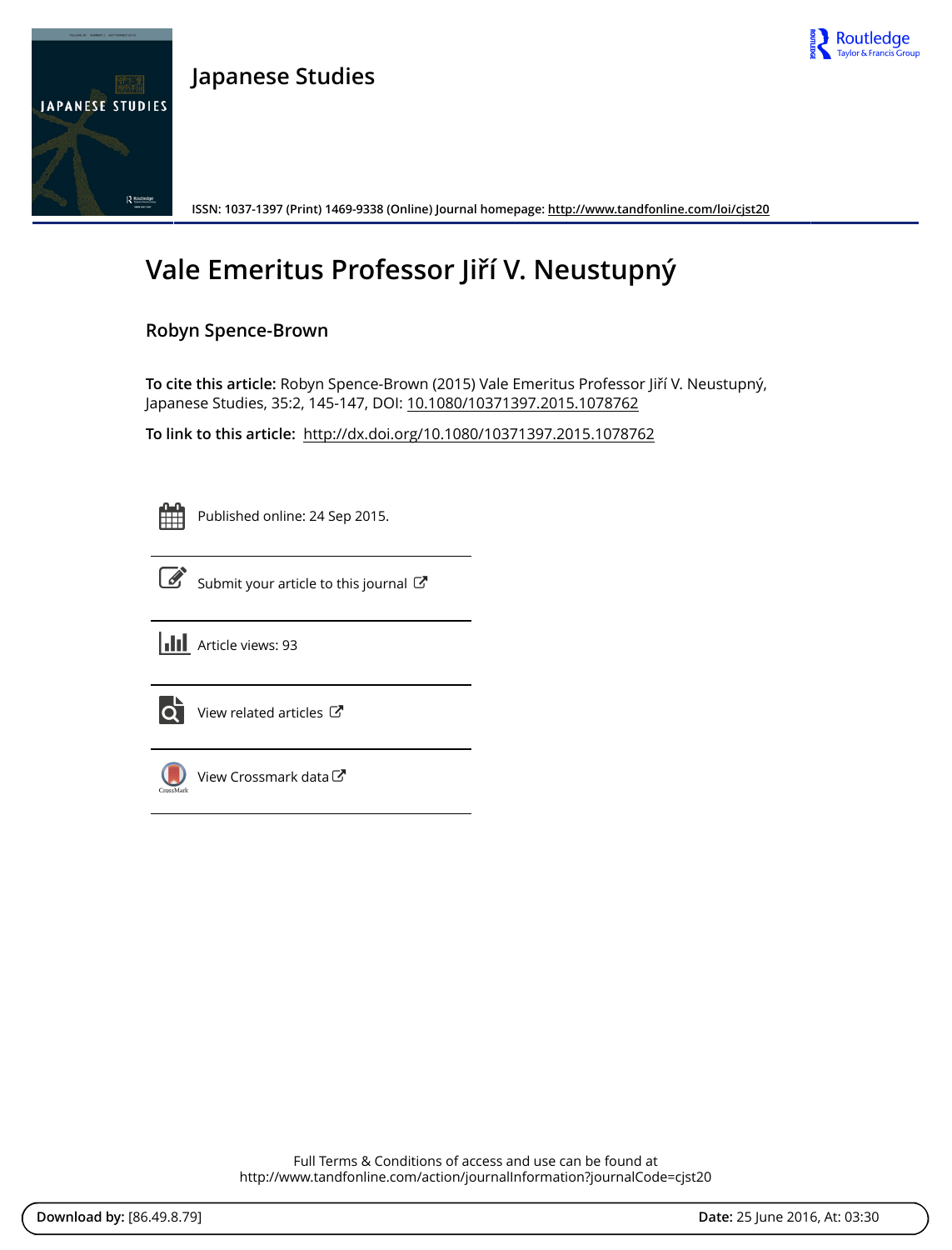# Japanese Studies

ISSN: 1037-1397 (Print) 1469-9338 (Online) Journal homepage: http://www.tandfonline.com/loi/cjst20

# Vale Emeritus Professor Jiří V. Neustupný

## Robyn Spence-Brown

**To cite this article:** Robyn Spence-Brown (2015) Vale Emeritus Professor Jiří V. Neustupný, Japanese Studies, 35:2, 145-147, DOI: 10.1080/10371397.2015.1078762

**To link to this article:** http://dx.doi.org/10.1080/10371397.2015.1078762

Published online: 24 Sep 2015.

Submit your article to this journal

Article views: 93

View related articles

View Crossmark data

Full Terms & Conditions of access and use can be found at
http://www.tandfonline.com/action/journalInformation?journalCode=cjst20

**Download by:** [86.49.8.79] **Date:** 25 June 2016, At: 03:30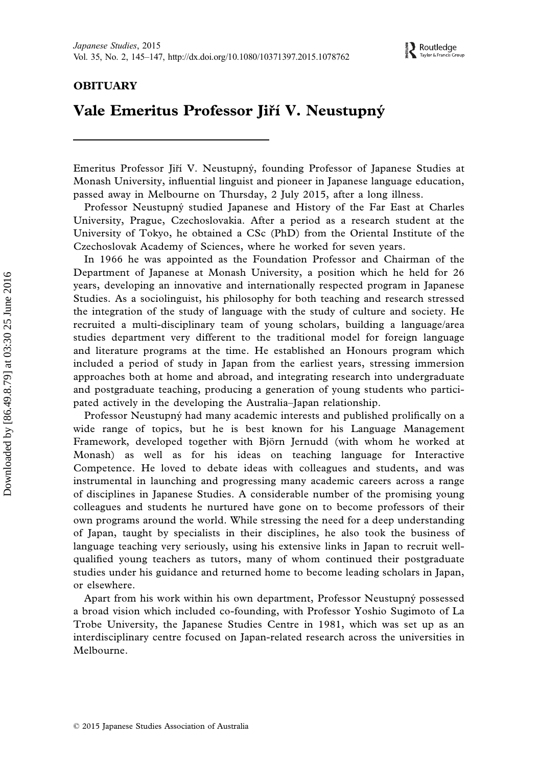## OBITUARY

# Vale Emeritus Professor Jiří V. Neustupný

Emeritus Professor Jiří V. Neustupný, founding Professor of Japanese Studies at Monash University, influential linguist and pioneer in Japanese language education, passed away in Melbourne on Thursday, 2 July 2015, after a long illness.

Professor Neustupný studied Japanese and History of the Far East at Charles University, Prague, Czechoslovakia. After a period as a research student at the University of Tokyo, he obtained a CSc (PhD) from the Oriental Institute of the Czechoslovak Academy of Sciences, where he worked for seven years.

In 1966 he was appointed as the Foundation Professor and Chairman of the Department of Japanese at Monash University, a position which he held for 26 years, developing an innovative and internationally respected program in Japanese Studies. As a sociolinguist, his philosophy for both teaching and research stressed the integration of the study of language with the study of culture and society. He recruited a multi-disciplinary team of young scholars, building a language/area studies department very different to the traditional model for foreign language and literature programs at the time. He established an Honours program which included a period of study in Japan from the earliest years, stressing immersion approaches both at home and abroad, and integrating research into undergraduate and postgraduate teaching, producing a generation of young students who participated actively in the developing the Australia–Japan relationship.

Professor Neustupný had many academic interests and published prolifically on a wide range of topics, but he is best known for his Language Management Framework, developed together with Björn Jernudd (with whom he worked at Monash) as well as for his ideas on teaching language for Interactive Competence. He loved to debate ideas with colleagues and students, and was instrumental in launching and progressing many academic careers across a range of disciplines in Japanese Studies. A considerable number of the promising young colleagues and students he nurtured have gone on to become professors of their own programs around the world. While stressing the need for a deep understanding of Japan, taught by specialists in their disciplines, he also took the business of language teaching very seriously, using his extensive links in Japan to recruit well-qualified young teachers as tutors, many of whom continued their postgraduate studies under his guidance and returned home to become leading scholars in Japan, or elsewhere.

Apart from his work within his own department, Professor Neustupný possessed a broad vision which included co-founding, with Professor Yoshio Sugimoto of La Trobe University, the Japanese Studies Centre in 1981, which was set up as an interdisciplinary centre focused on Japan-related research across the universities in Melbourne.

© 2015 Japanese Studies Association of Australia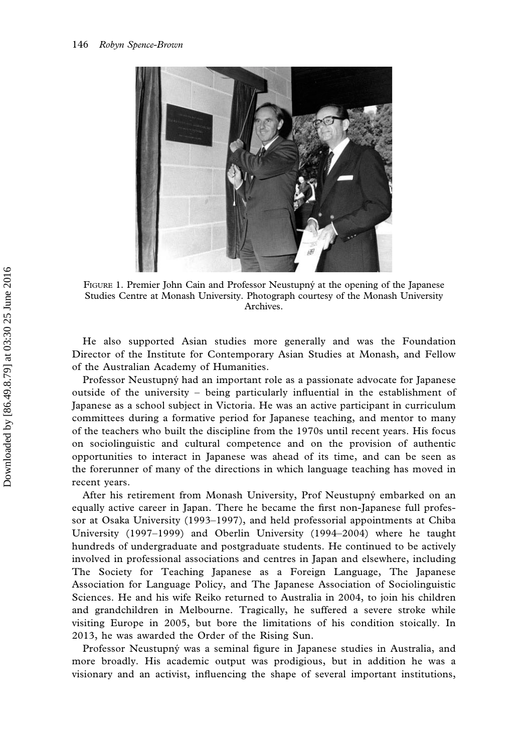FIGURE 1. Premier John Cain and Professor Neustupný at the opening of the Japanese Studies Centre at Monash University. Photograph courtesy of the Monash University Archives.

He also supported Asian studies more generally and was the Foundation Director of the Institute for Contemporary Asian Studies at Monash, and Fellow of the Australian Academy of Humanities.

Professor Neustupný had an important role as a passionate advocate for Japanese outside of the university – being particularly influential in the establishment of Japanese as a school subject in Victoria. He was an active participant in curriculum committees during a formative period for Japanese teaching, and mentor to many of the teachers who built the discipline from the 1970s until recent years. His focus on sociolinguistic and cultural competence and on the provision of authentic opportunities to interact in Japanese was ahead of its time, and can be seen as the forerunner of many of the directions in which language teaching has moved in recent years.

After his retirement from Monash University, Prof Neustupný embarked on an equally active career in Japan. There he became the first non-Japanese full professor at Osaka University (1993–1997), and held professorial appointments at Chiba University (1997–1999) and Oberlin University (1994–2004) where he taught hundreds of undergraduate and postgraduate students. He continued to be actively involved in professional associations and centres in Japan and elsewhere, including The Society for Teaching Japanese as a Foreign Language, The Japanese Association for Language Policy, and The Japanese Association of Sociolinguistic Sciences. He and his wife Reiko returned to Australia in 2004, to join his children and grandchildren in Melbourne. Tragically, he suffered a severe stroke while visiting Europe in 2005, but bore the limitations of his condition stoically. In 2013, he was awarded the Order of the Rising Sun.

Professor Neustupný was a seminal figure in Japanese studies in Australia, and more broadly. His academic output was prodigious, but in addition he was a visionary and an activist, influencing the shape of several important institutions,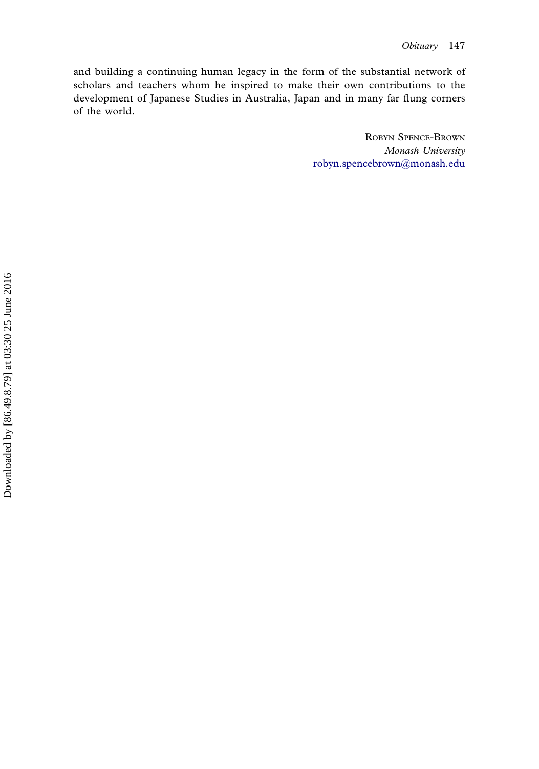and building a continuing human legacy in the form of the substantial network of scholars and teachers whom he inspired to make their own contributions to the development of Japanese Studies in Australia, Japan and in many far flung corners of the world.

ROBYN SPENCE-BROWN
*Monash University*
robyn.spencebrown@monash.edu